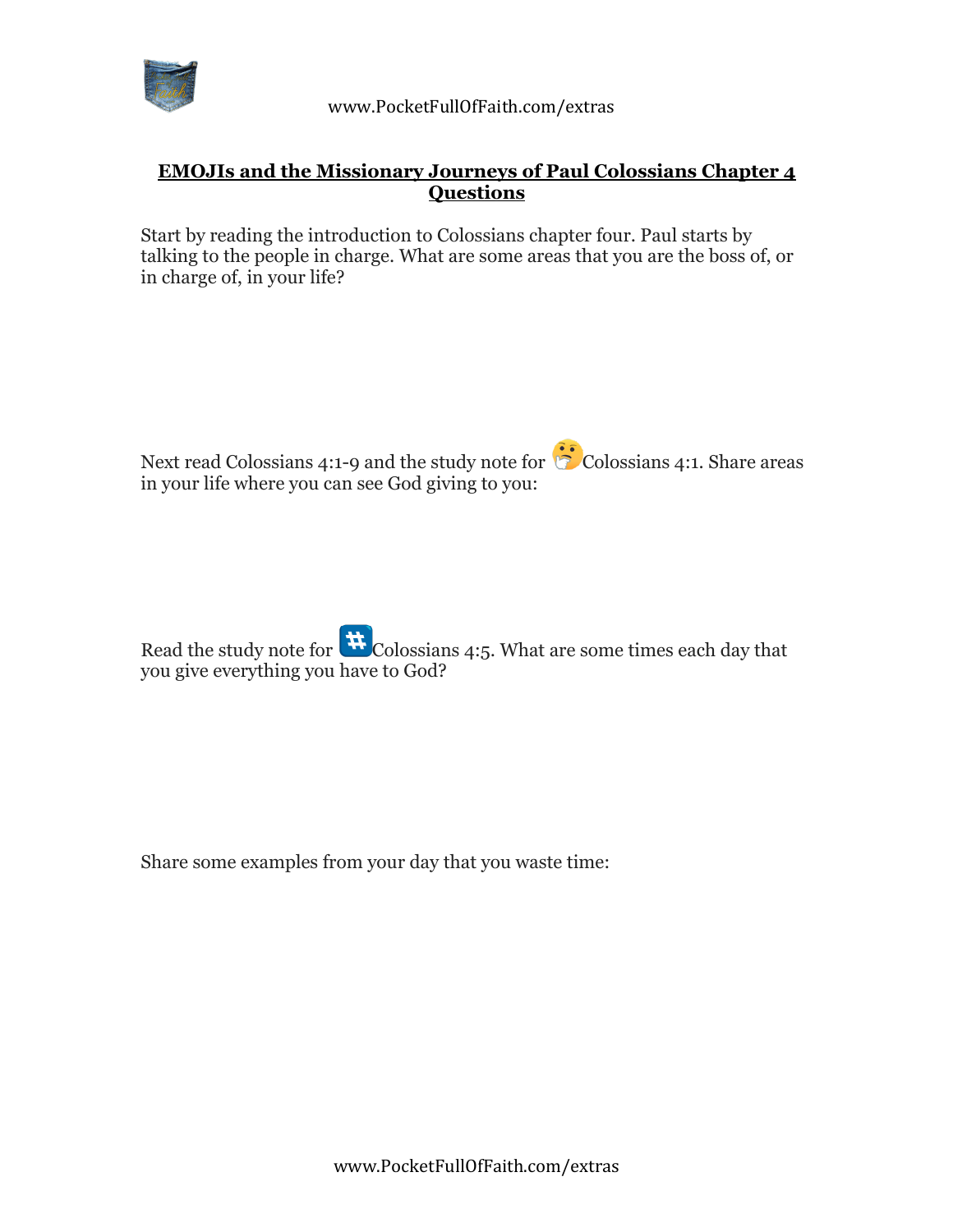## EMOJIs and the Missionary Journeys of Paul Colossians Chapter 4 Questions

Start by reading the introduction to Colossians chapter four. Paul starts by talking to the people in charge. What are some areas that you are the boss of, or in charge of, in your life?

Next read Colossians 4:1-9 and the study note for 🤔Colossians 4:1. Share areas in your life where you can see God giving to you:

Read the study note for #️⃣Colossians 4:5. What are some times each day that you give everything you have to God?

Share some examples from your day that you waste time: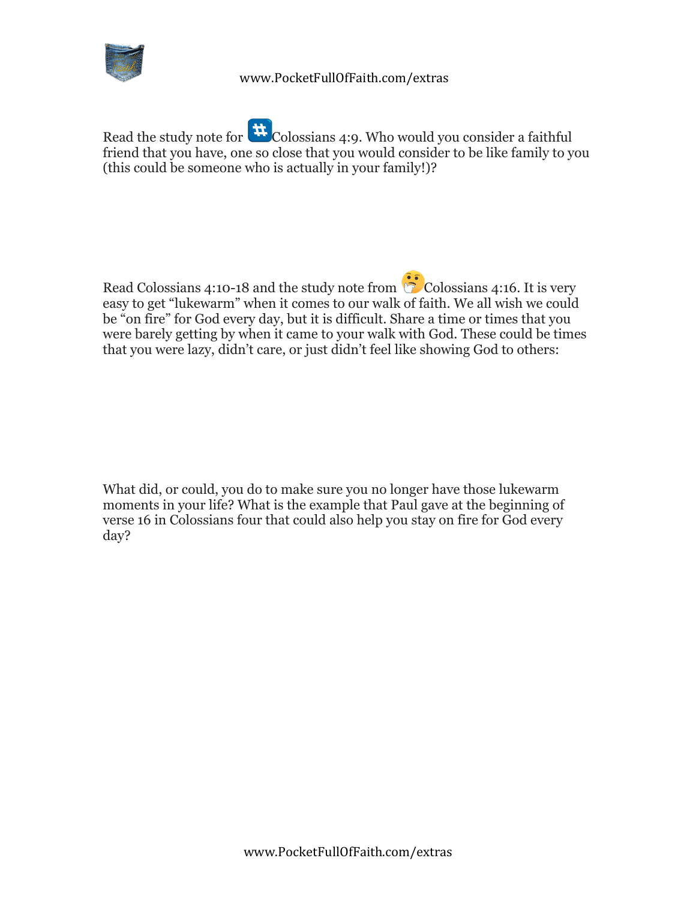Read the study note for Colossians 4:9. Who would you consider a faithful friend that you have, one so close that you would consider to be like family to you (this could be someone who is actually in your family!)?

Read Colossians 4:10-18 and the study note from Colossians 4:16. It is very easy to get “lukewarm” when it comes to our walk of faith. We all wish we could be “on fire” for God every day, but it is difficult. Share a time or times that you were barely getting by when it came to your walk with God. These could be times that you were lazy, didn’t care, or just didn’t feel like showing God to others:

What did, or could, you do to make sure you no longer have those lukewarm moments in your life? What is the example that Paul gave at the beginning of verse 16 in Colossians four that could also help you stay on fire for God every day?